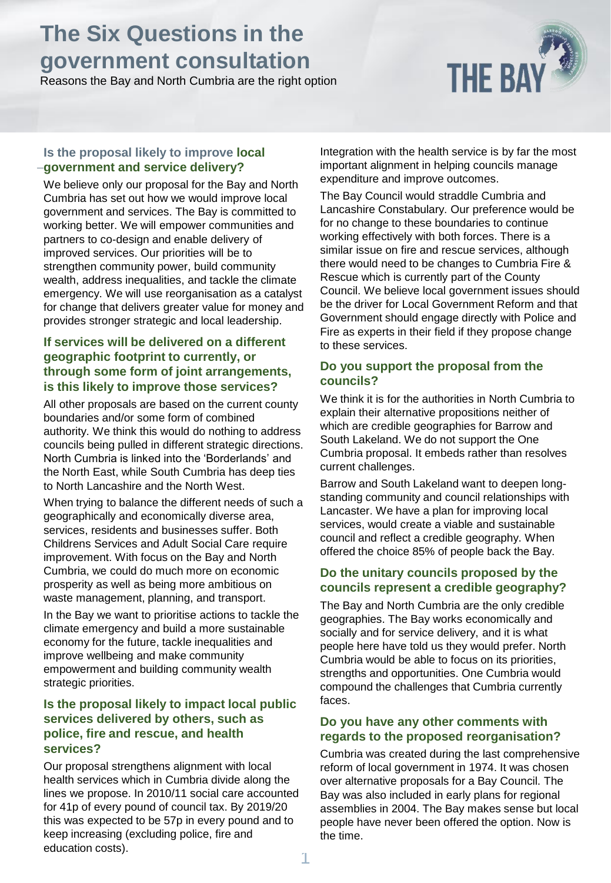# The Six Questions in the government consultation

Reasons the Bay and North Cumbria are the right option

THE BAY

### Is the proposal likely to improve local government and service delivery?

We believe only our proposal for the Bay and North Cumbria has set out how we would improve local government and services. The Bay is committed to working better. We will empower communities and partners to co-design and enable delivery of improved services. Our priorities will be to strengthen community power, build community wealth, address inequalities, and tackle the climate emergency. We will use reorganisation as a catalyst for change that delivers greater value for money and provides stronger strategic and local leadership.

### If services will be delivered on a different geographic footprint to currently, or through some form of joint arrangements, is this likely to improve those services?

All other proposals are based on the current county boundaries and/or some form of combined authority. We think this would do nothing to address councils being pulled in different strategic directions. North Cumbria is linked into the 'Borderlands' and the North East, while South Cumbria has deep ties to North Lancashire and the North West.

When trying to balance the different needs of such a geographically and economically diverse area, services, residents and businesses suffer. Both Childrens Services and Adult Social Care require improvement. With focus on the Bay and North Cumbria, we could do much more on economic prosperity as well as being more ambitious on waste management, planning, and transport.

In the Bay we want to prioritise actions to tackle the climate emergency and build a more sustainable economy for the future, tackle inequalities and improve wellbeing and make community empowerment and building community wealth strategic priorities.

### Is the proposal likely to impact local public services delivered by others, such as police, fire and rescue, and health services?

Our proposal strengthens alignment with local health services which in Cumbria divide along the lines we propose. In 2010/11 social care accounted for 41p of every pound of council tax. By 2019/20 this was expected to be 57p in every pound and to keep increasing (excluding police, fire and education costs).

Integration with the health service is by far the most important alignment in helping councils manage expenditure and improve outcomes.

The Bay Council would straddle Cumbria and Lancashire Constabulary. Our preference would be for no change to these boundaries to continue working effectively with both forces. There is a similar issue on fire and rescue services, although there would need to be changes to Cumbria Fire & Rescue which is currently part of the County Council. We believe local government issues should be the driver for Local Government Reform and that Government should engage directly with Police and Fire as experts in their field if they propose change to these services.

### Do you support the proposal from the councils?

We think it is for the authorities in North Cumbria to explain their alternative propositions neither of which are credible geographies for Barrow and South Lakeland. We do not support the One Cumbria proposal. It embeds rather than resolves current challenges.

Barrow and South Lakeland want to deepen long-standing community and council relationships with Lancaster. We have a plan for improving local services, would create a viable and sustainable council and reflect a credible geography. When offered the choice 85% of people back the Bay.

### Do the unitary councils proposed by the councils represent a credible geography?

The Bay and North Cumbria are the only credible geographies. The Bay works economically and socially and for service delivery, and it is what people here have told us they would prefer. North Cumbria would be able to focus on its priorities, strengths and opportunities. One Cumbria would compound the challenges that Cumbria currently faces.

### Do you have any other comments with regards to the proposed reorganisation?

Cumbria was created during the last comprehensive reform of local government in 1974. It was chosen over alternative proposals for a Bay Council. The Bay was also included in early plans for regional assemblies in 2004. The Bay makes sense but local people have never been offered the option. Now is the time.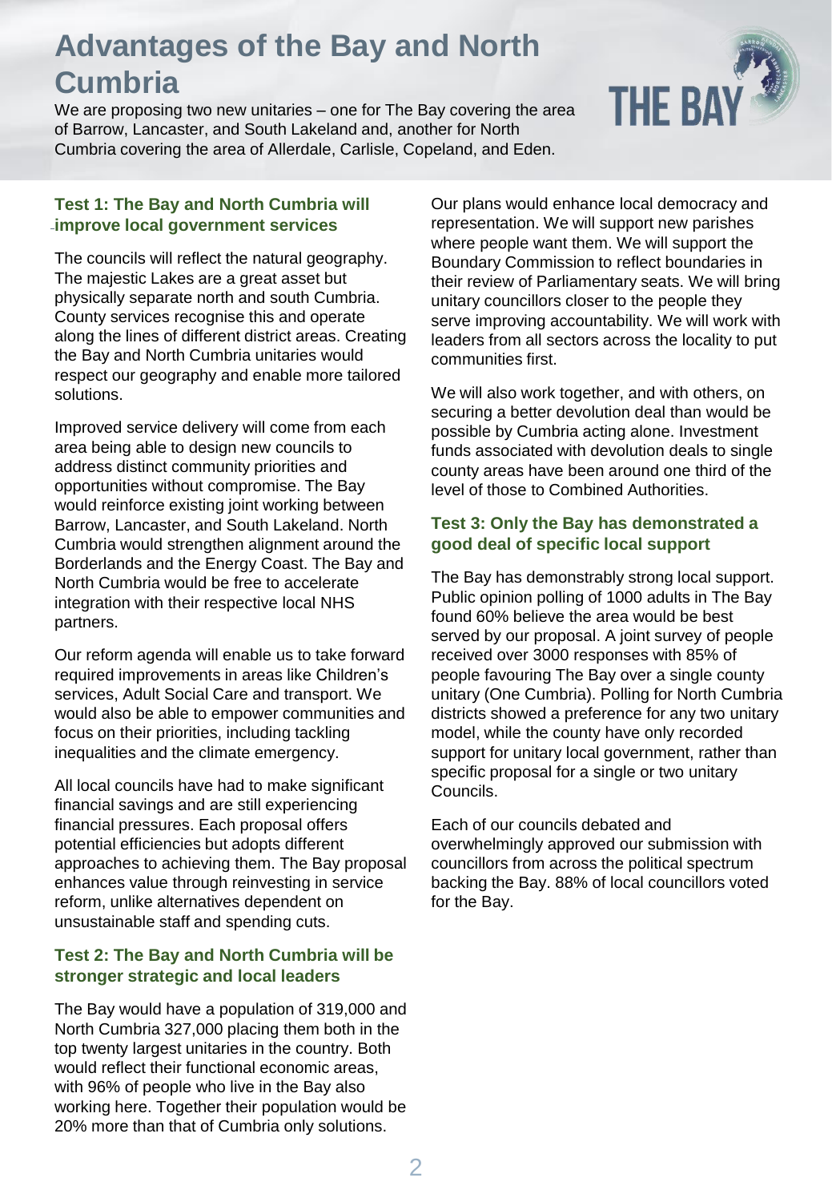# Advantages of the Bay and North Cumbria

We are proposing two new unitaries – one for The Bay covering the area of Barrow, Lancaster, and South Lakeland and, another for North Cumbria covering the area of Allerdale, Carlisle, Copeland, and Eden.

## Test 1: The Bay and North Cumbria will improve local government services

The councils will reflect the natural geography. The majestic Lakes are a great asset but physically separate north and south Cumbria. County services recognise this and operate along the lines of different district areas. Creating the Bay and North Cumbria unitaries would respect our geography and enable more tailored solutions.

Improved service delivery will come from each area being able to design new councils to address distinct community priorities and opportunities without compromise. The Bay would reinforce existing joint working between Barrow, Lancaster, and South Lakeland. North Cumbria would strengthen alignment around the Borderlands and the Energy Coast. The Bay and North Cumbria would be free to accelerate integration with their respective local NHS partners.

Our reform agenda will enable us to take forward required improvements in areas like Children's services, Adult Social Care and transport. We would also be able to empower communities and focus on their priorities, including tackling inequalities and the climate emergency.

All local councils have had to make significant financial savings and are still experiencing financial pressures. Each proposal offers potential efficiencies but adopts different approaches to achieving them. The Bay proposal enhances value through reinvesting in service reform, unlike alternatives dependent on unsustainable staff and spending cuts.

## Test 2: The Bay and North Cumbria will be stronger strategic and local leaders

The Bay would have a population of 319,000 and North Cumbria 327,000 placing them both in the top twenty largest unitaries in the country. Both would reflect their functional economic areas, with 96% of people who live in the Bay also working here. Together their population would be 20% more than that of Cumbria only solutions.

Our plans would enhance local democracy and representation. We will support new parishes where people want them. We will support the Boundary Commission to reflect boundaries in their review of Parliamentary seats. We will bring unitary councillors closer to the people they serve improving accountability. We will work with leaders from all sectors across the locality to put communities first.

We will also work together, and with others, on securing a better devolution deal than would be possible by Cumbria acting alone. Investment funds associated with devolution deals to single county areas have been around one third of the level of those to Combined Authorities.

## Test 3: Only the Bay has demonstrated a good deal of specific local support

The Bay has demonstrably strong local support. Public opinion polling of 1000 adults in The Bay found 60% believe the area would be best served by our proposal. A joint survey of people received over 3000 responses with 85% of people favouring The Bay over a single county unitary (One Cumbria). Polling for North Cumbria districts showed a preference for any two unitary model, while the county have only recorded support for unitary local government, rather than specific proposal for a single or two unitary Councils.

Each of our councils debated and overwhelmingly approved our submission with councillors from across the political spectrum backing the Bay. 88% of local councillors voted for the Bay.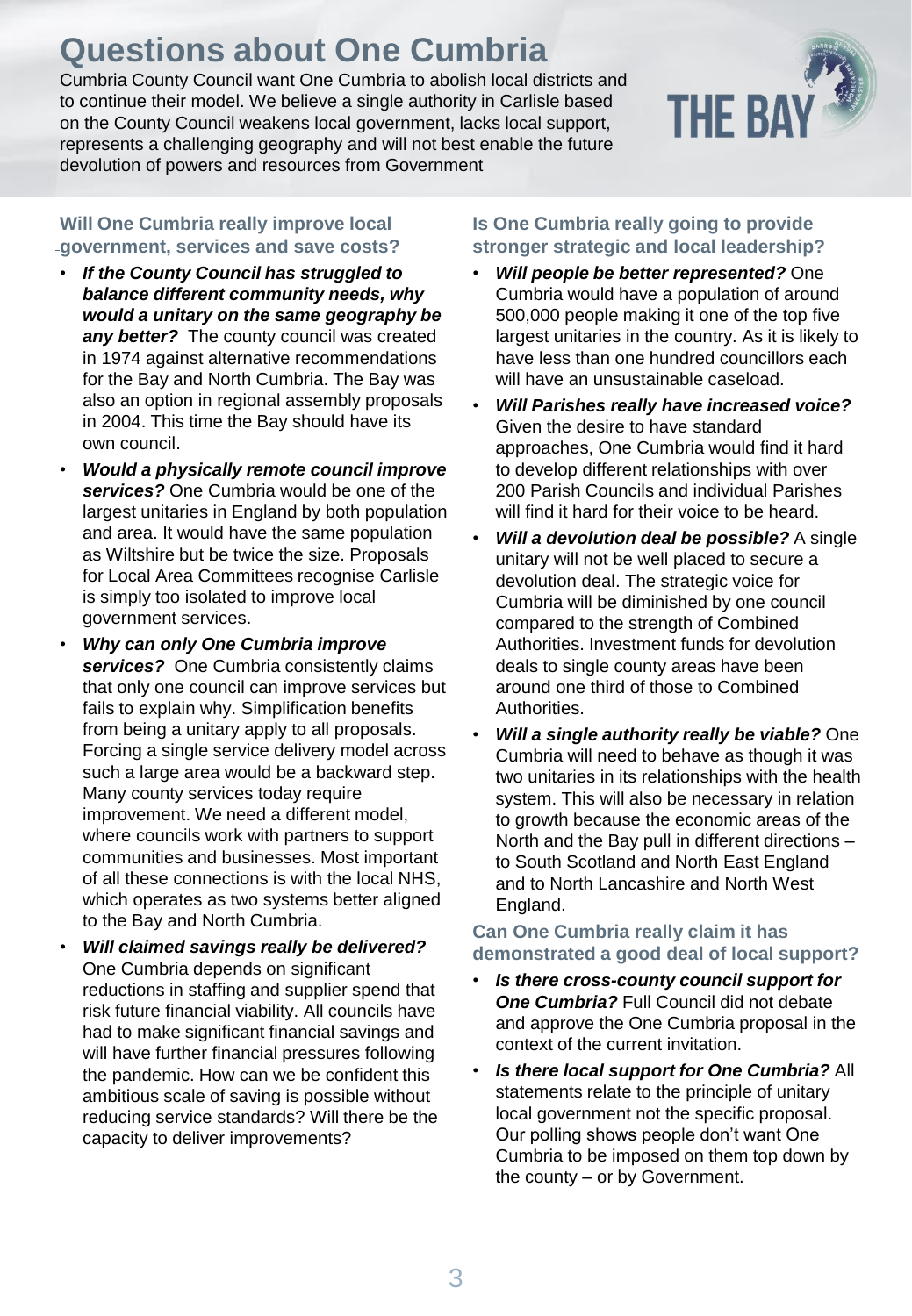# Questions about One Cumbria

Cumbria County Council want One Cumbria to abolish local districts and to continue their model. We believe a single authority in Carlisle based on the County Council weakens local government, lacks local support, represents a challenging geography and will not best enable the future devolution of powers and resources from Government

## Will One Cumbria really improve local government, services and save costs?

- ***If the County Council has struggled to balance different community needs, why would a unitary on the same geography be any better?*** The county council was created in 1974 against alternative recommendations for the Bay and North Cumbria. The Bay was also an option in regional assembly proposals in 2004. This time the Bay should have its own council.
- ***Would a physically remote council improve services?*** One Cumbria would be one of the largest unitaries in England by both population and area. It would have the same population as Wiltshire but be twice the size. Proposals for Local Area Committees recognise Carlisle is simply too isolated to improve local government services.
- ***Why can only One Cumbria improve services?*** One Cumbria consistently claims that only one council can improve services but fails to explain why. Simplification benefits from being a unitary apply to all proposals. Forcing a single service delivery model across such a large area would be a backward step. Many county services today require improvement. We need a different model, where councils work with partners to support communities and businesses. Most important of all these connections is with the local NHS, which operates as two systems better aligned to the Bay and North Cumbria.
- ***Will claimed savings really be delivered?*** One Cumbria depends on significant reductions in staffing and supplier spend that risk future financial viability. All councils have had to make significant financial savings and will have further financial pressures following the pandemic. How can we be confident this ambitious scale of saving is possible without reducing service standards? Will there be the capacity to deliver improvements?

## Is One Cumbria really going to provide stronger strategic and local leadership?

- ***Will people be better represented?*** One Cumbria would have a population of around 500,000 people making it one of the top five largest unitaries in the country. As it is likely to have less than one hundred councillors each will have an unsustainable caseload.
- ***Will Parishes really have increased voice?*** Given the desire to have standard approaches, One Cumbria would find it hard to develop different relationships with over 200 Parish Councils and individual Parishes will find it hard for their voice to be heard.
- ***Will a devolution deal be possible?*** A single unitary will not be well placed to secure a devolution deal. The strategic voice for Cumbria will be diminished by one council compared to the strength of Combined Authorities. Investment funds for devolution deals to single county areas have been around one third of those to Combined Authorities.
- ***Will a single authority really be viable?*** One Cumbria will need to behave as though it was two unitaries in its relationships with the health system. This will also be necessary in relation to growth because the economic areas of the North and the Bay pull in different directions – to South Scotland and North East England and to North Lancashire and North West England.

## Can One Cumbria really claim it has demonstrated a good deal of local support?

- ***Is there cross-county council support for One Cumbria?*** Full Council did not debate and approve the One Cumbria proposal in the context of the current invitation.
- ***Is there local support for One Cumbria?*** All statements relate to the principle of unitary local government not the specific proposal. Our polling shows people don't want One Cumbria to be imposed on them top down by the county – or by Government.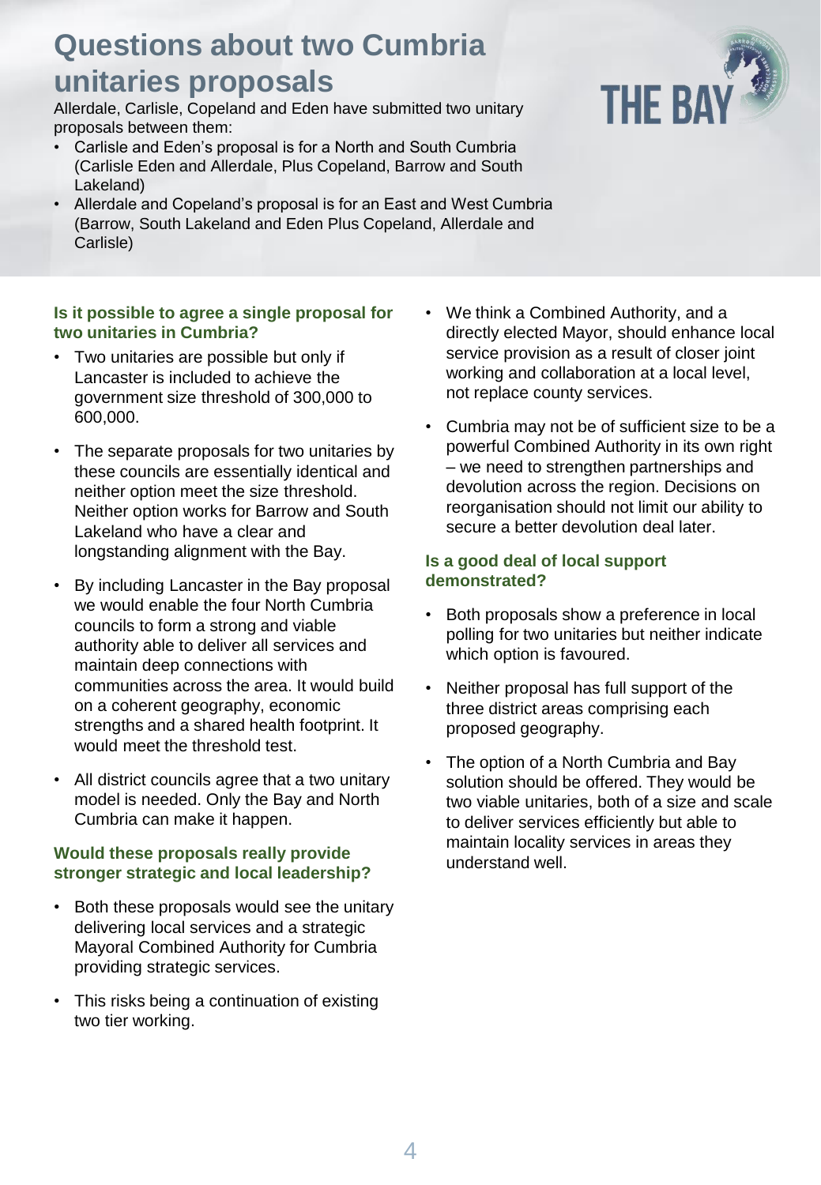# Questions about two Cumbria unitaries proposals

Allerdale, Carlisle, Copeland and Eden have submitted two unitary proposals between them:

- Carlisle and Eden's proposal is for a North and South Cumbria (Carlisle Eden and Allerdale, Plus Copeland, Barrow and South Lakeland)
- Allerdale and Copeland's proposal is for an East and West Cumbria (Barrow, South Lakeland and Eden Plus Copeland, Allerdale and Carlisle)

THE BAY

### Is it possible to agree a single proposal for two unitaries in Cumbria?

- Two unitaries are possible but only if Lancaster is included to achieve the government size threshold of 300,000 to 600,000.
- The separate proposals for two unitaries by these councils are essentially identical and neither option meet the size threshold. Neither option works for Barrow and South Lakeland who have a clear and longstanding alignment with the Bay.
- By including Lancaster in the Bay proposal we would enable the four North Cumbria councils to form a strong and viable authority able to deliver all services and maintain deep connections with communities across the area. It would build on a coherent geography, economic strengths and a shared health footprint. It would meet the threshold test.
- All district councils agree that a two unitary model is needed. Only the Bay and North Cumbria can make it happen.

### Would these proposals really provide stronger strategic and local leadership?

- Both these proposals would see the unitary delivering local services and a strategic Mayoral Combined Authority for Cumbria providing strategic services.
- This risks being a continuation of existing two tier working.
- We think a Combined Authority, and a directly elected Mayor, should enhance local service provision as a result of closer joint working and collaboration at a local level, not replace county services.
- Cumbria may not be of sufficient size to be a powerful Combined Authority in its own right – we need to strengthen partnerships and devolution across the region. Decisions on reorganisation should not limit our ability to secure a better devolution deal later.

### Is a good deal of local support demonstrated?

- Both proposals show a preference in local polling for two unitaries but neither indicate which option is favoured.
- Neither proposal has full support of the three district areas comprising each proposed geography.
- The option of a North Cumbria and Bay solution should be offered. They would be two viable unitaries, both of a size and scale to deliver services efficiently but able to maintain locality services in areas they understand well.